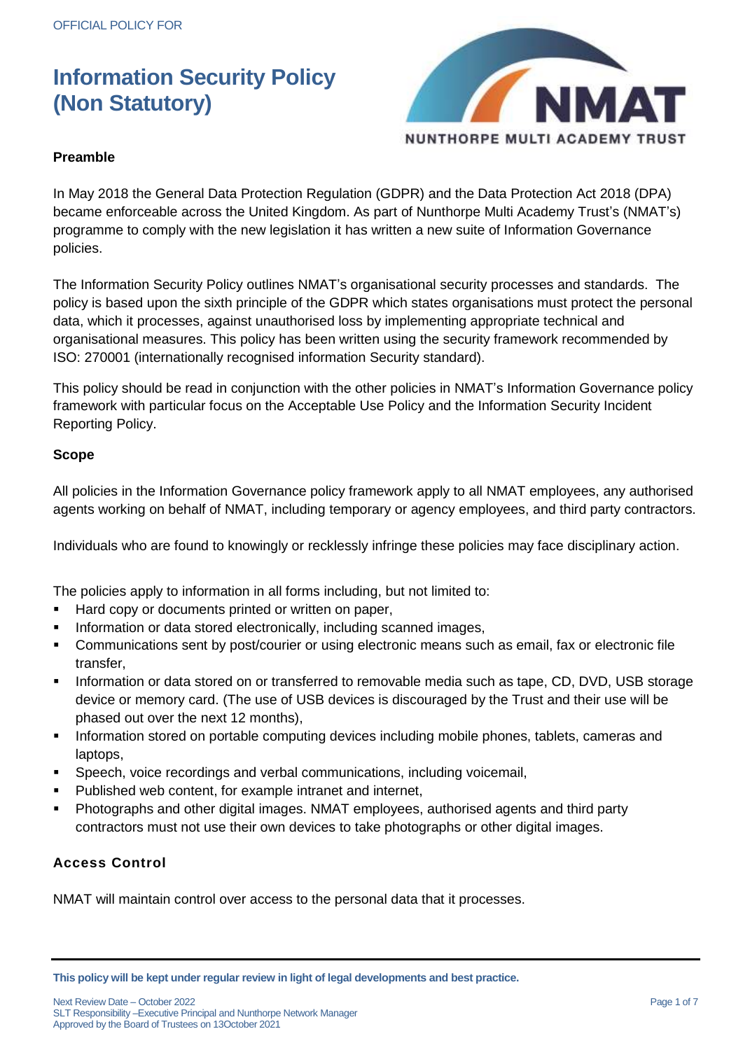OFFICIAL POLICY FOR

# Information Security Policy (Non Statutory)

NUNTHORPE MULTI ACADEMY TRUST

**Preamble**

In May 2018 the General Data Protection Regulation (GDPR) and the Data Protection Act 2018 (DPA) became enforceable across the United Kingdom. As part of Nunthorpe Multi Academy Trust's (NMAT's) programme to comply with the new legislation it has written a new suite of Information Governance policies.

The Information Security Policy outlines NMAT's organisational security processes and standards. The policy is based upon the sixth principle of the GDPR which states organisations must protect the personal data, which it processes, against unauthorised loss by implementing appropriate technical and organisational measures. This policy has been written using the security framework recommended by ISO: 270001 (internationally recognised information Security standard).

This policy should be read in conjunction with the other policies in NMAT's Information Governance policy framework with particular focus on the Acceptable Use Policy and the Information Security Incident Reporting Policy.

**Scope**

All policies in the Information Governance policy framework apply to all NMAT employees, any authorised agents working on behalf of NMAT, including temporary or agency employees, and third party contractors.

Individuals who are found to knowingly or recklessly infringe these policies may face disciplinary action.

The policies apply to information in all forms including, but not limited to:

- Hard copy or documents printed or written on paper,
- Information or data stored electronically, including scanned images,
- Communications sent by post/courier or using electronic means such as email, fax or electronic file transfer,
- Information or data stored on or transferred to removable media such as tape, CD, DVD, USB storage device or memory card. (The use of USB devices is discouraged by the Trust and their use will be phased out over the next 12 months),
- Information stored on portable computing devices including mobile phones, tablets, cameras and laptops,
- Speech, voice recordings and verbal communications, including voicemail,
- Published web content, for example intranet and internet,
- Photographs and other digital images. NMAT employees, authorised agents and third party contractors must not use their own devices to take photographs or other digital images.

**Access Control**

NMAT will maintain control over access to the personal data that it processes.

This policy will be kept under regular review in light of legal developments and best practice.

Next Review Date – October 2022
SLT Responsibility –Executive Principal and Nunthorpe Network Manager
Approved by the Board of Trustees on 13October 2021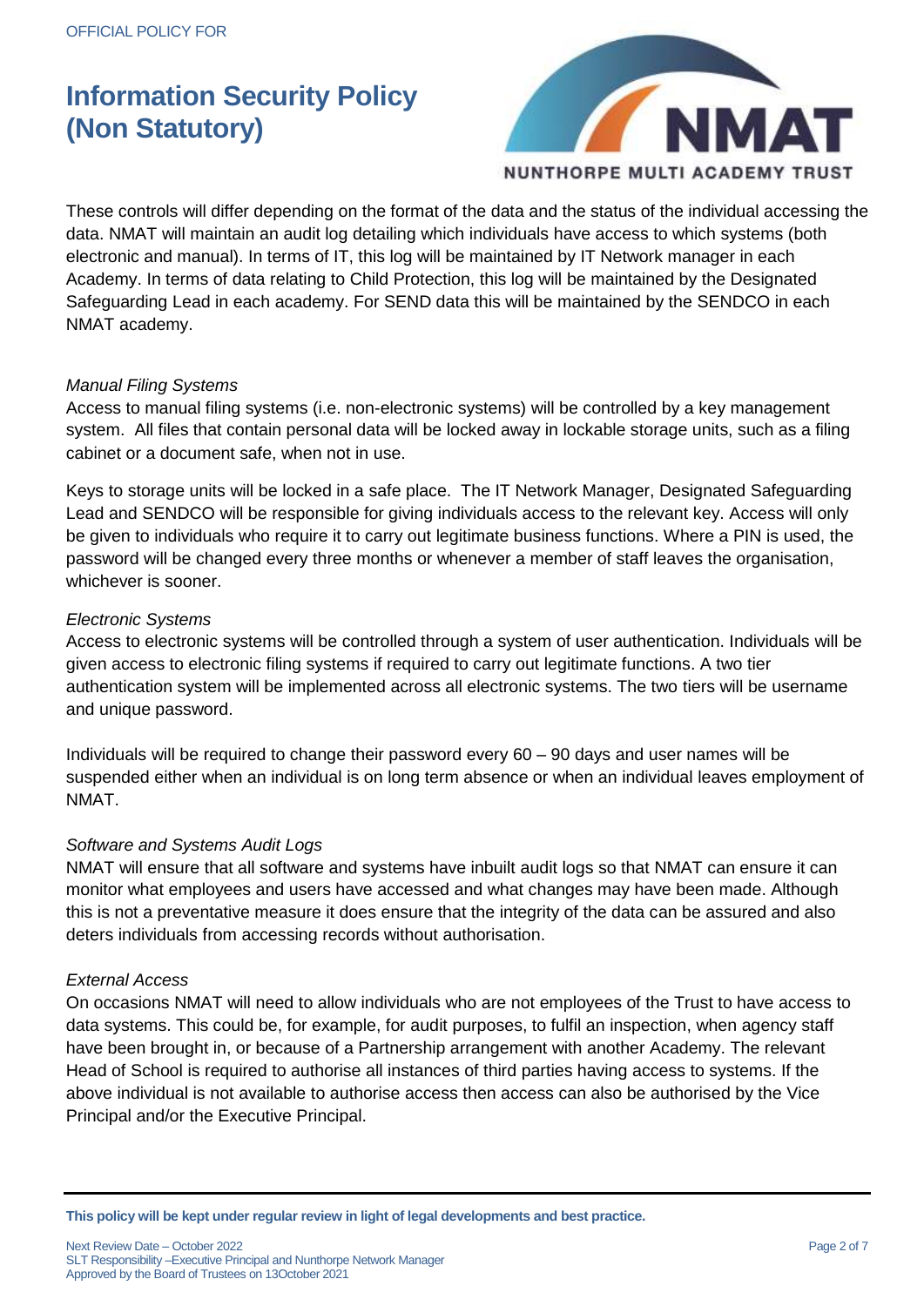These controls will differ depending on the format of the data and the status of the individual accessing the data. NMAT will maintain an audit log detailing which individuals have access to which systems (both electronic and manual). In terms of IT, this log will be maintained by IT Network manager in each Academy. In terms of data relating to Child Protection, this log will be maintained by the Designated Safeguarding Lead in each academy. For SEND data this will be maintained by the SENDCO in each NMAT academy.

*Manual Filing Systems*

Access to manual filing systems (i.e. non-electronic systems) will be controlled by a key management system. All files that contain personal data will be locked away in lockable storage units, such as a filing cabinet or a document safe, when not in use.

Keys to storage units will be locked in a safe place. The IT Network Manager, Designated Safeguarding Lead and SENDCO will be responsible for giving individuals access to the relevant key. Access will only be given to individuals who require it to carry out legitimate business functions. Where a PIN is used, the password will be changed every three months or whenever a member of staff leaves the organisation, whichever is sooner.

*Electronic Systems*

Access to electronic systems will be controlled through a system of user authentication. Individuals will be given access to electronic filing systems if required to carry out legitimate functions. A two tier authentication system will be implemented across all electronic systems. The two tiers will be username and unique password.

Individuals will be required to change their password every 60 – 90 days and user names will be suspended either when an individual is on long term absence or when an individual leaves employment of NMAT.

*Software and Systems Audit Logs*

NMAT will ensure that all software and systems have inbuilt audit logs so that NMAT can ensure it can monitor what employees and users have accessed and what changes may have been made. Although this is not a preventative measure it does ensure that the integrity of the data can be assured and also deters individuals from accessing records without authorisation.

*External Access*

On occasions NMAT will need to allow individuals who are not employees of the Trust to have access to data systems. This could be, for example, for audit purposes, to fulfil an inspection, when agency staff have been brought in, or because of a Partnership arrangement with another Academy. The relevant Head of School is required to authorise all instances of third parties having access to systems. If the above individual is not available to authorise access then access can also be authorised by the Vice Principal and/or the Executive Principal.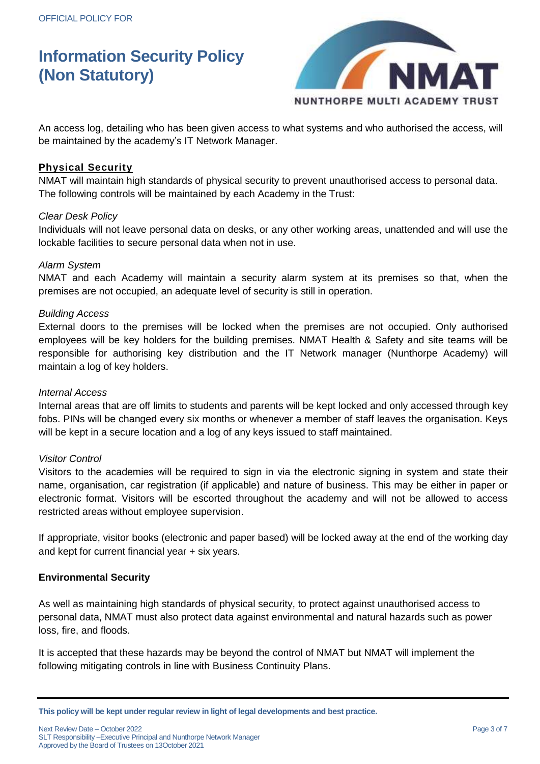An access log, detailing who has been given access to what systems and who authorised the access, will be maintained by the academy's IT Network Manager.

## Physical Security

NMAT will maintain high standards of physical security to prevent unauthorised access to personal data. The following controls will be maintained by each Academy in the Trust:

*Clear Desk Policy*

Individuals will not leave personal data on desks, or any other working areas, unattended and will use the lockable facilities to secure personal data when not in use.

*Alarm System*

NMAT and each Academy will maintain a security alarm system at its premises so that, when the premises are not occupied, an adequate level of security is still in operation.

*Building Access*

External doors to the premises will be locked when the premises are not occupied. Only authorised employees will be key holders for the building premises. NMAT Health & Safety and site teams will be responsible for authorising key distribution and the IT Network manager (Nunthorpe Academy) will maintain a log of key holders.

*Internal Access*

Internal areas that are off limits to students and parents will be kept locked and only accessed through key fobs. PINs will be changed every six months or whenever a member of staff leaves the organisation. Keys will be kept in a secure location and a log of any keys issued to staff maintained.

*Visitor Control*

Visitors to the academies will be required to sign in via the electronic signing in system and state their name, organisation, car registration (if applicable) and nature of business. This may be either in paper or electronic format. Visitors will be escorted throughout the academy and will not be allowed to access restricted areas without employee supervision.

If appropriate, visitor books (electronic and paper based) will be locked away at the end of the working day and kept for current financial year + six years.

## Environmental Security

As well as maintaining high standards of physical security, to protect against unauthorised access to personal data, NMAT must also protect data against environmental and natural hazards such as power loss, fire, and floods.

It is accepted that these hazards may be beyond the control of NMAT but NMAT will implement the following mitigating controls in line with Business Continuity Plans.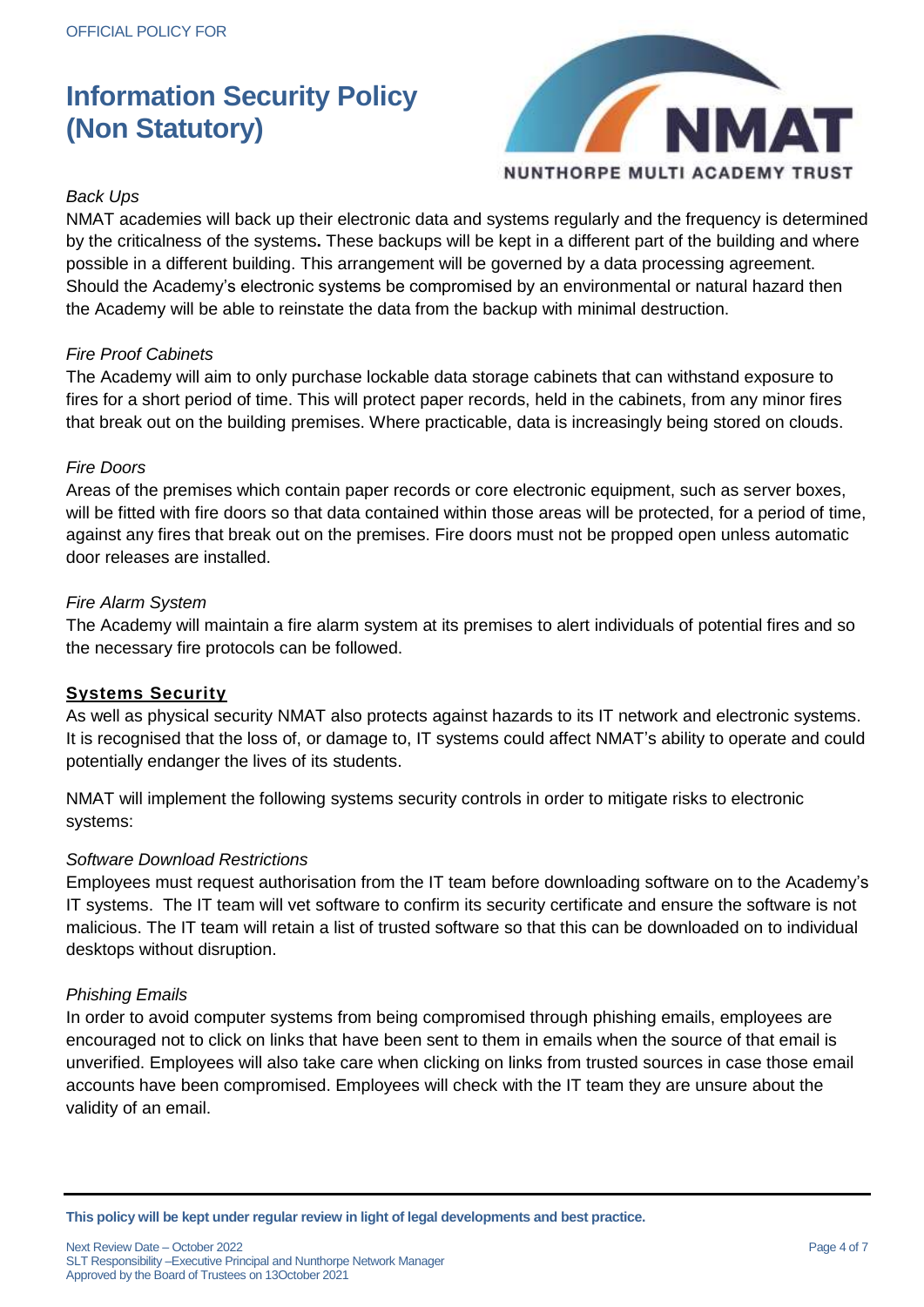*Back Ups*

NMAT academies will back up their electronic data and systems regularly and the frequency is determined by the criticalness of the systems**.** These backups will be kept in a different part of the building and where possible in a different building. This arrangement will be governed by a data processing agreement. Should the Academy's electronic systems be compromised by an environmental or natural hazard then the Academy will be able to reinstate the data from the backup with minimal destruction.

*Fire Proof Cabinets*

The Academy will aim to only purchase lockable data storage cabinets that can withstand exposure to fires for a short period of time. This will protect paper records, held in the cabinets, from any minor fires that break out on the building premises. Where practicable, data is increasingly being stored on clouds.

*Fire Doors*

Areas of the premises which contain paper records or core electronic equipment, such as server boxes, will be fitted with fire doors so that data contained within those areas will be protected, for a period of time, against any fires that break out on the premises. Fire doors must not be propped open unless automatic door releases are installed.

*Fire Alarm System*

The Academy will maintain a fire alarm system at its premises to alert individuals of potential fires and so the necessary fire protocols can be followed.

**Systems Security**

As well as physical security NMAT also protects against hazards to its IT network and electronic systems. It is recognised that the loss of, or damage to, IT systems could affect NMAT's ability to operate and could potentially endanger the lives of its students.

NMAT will implement the following systems security controls in order to mitigate risks to electronic systems:

*Software Download Restrictions*

Employees must request authorisation from the IT team before downloading software on to the Academy's IT systems. The IT team will vet software to confirm its security certificate and ensure the software is not malicious. The IT team will retain a list of trusted software so that this can be downloaded on to individual desktops without disruption.

*Phishing Emails*

In order to avoid computer systems from being compromised through phishing emails, employees are encouraged not to click on links that have been sent to them in emails when the source of that email is unverified. Employees will also take care when clicking on links from trusted sources in case those email accounts have been compromised. Employees will check with the IT team they are unsure about the validity of an email.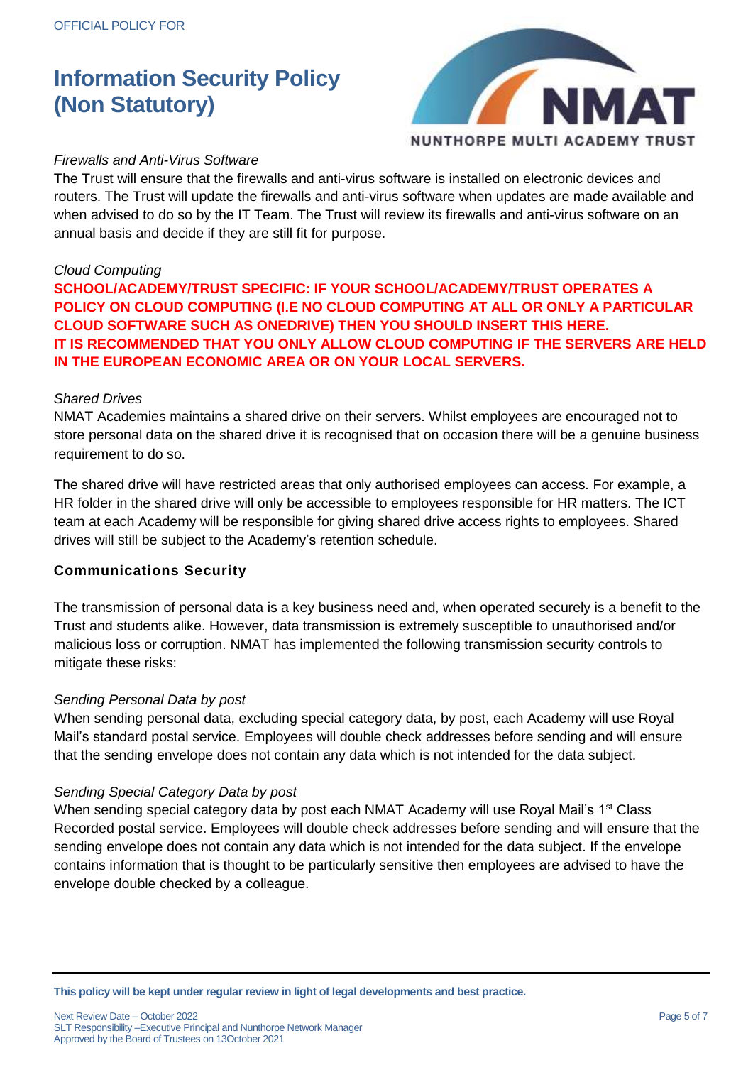*Firewalls and Anti-Virus Software*

The Trust will ensure that the firewalls and anti-virus software is installed on electronic devices and routers. The Trust will update the firewalls and anti-virus software when updates are made available and when advised to do so by the IT Team. The Trust will review its firewalls and anti-virus software on an annual basis and decide if they are still fit for purpose.

*Cloud Computing*

**SCHOOL/ACADEMY/TRUST SPECIFIC: IF YOUR SCHOOL/ACADEMY/TRUST OPERATES A POLICY ON CLOUD COMPUTING (I.E NO CLOUD COMPUTING AT ALL OR ONLY A PARTICULAR CLOUD SOFTWARE SUCH AS ONEDRIVE) THEN YOU SHOULD INSERT THIS HERE.**
**IT IS RECOMMENDED THAT YOU ONLY ALLOW CLOUD COMPUTING IF THE SERVERS ARE HELD IN THE EUROPEAN ECONOMIC AREA OR ON YOUR LOCAL SERVERS.**

*Shared Drives*

NMAT Academies maintains a shared drive on their servers. Whilst employees are encouraged not to store personal data on the shared drive it is recognised that on occasion there will be a genuine business requirement to do so.

The shared drive will have restricted areas that only authorised employees can access. For example, a HR folder in the shared drive will only be accessible to employees responsible for HR matters. The ICT team at each Academy will be responsible for giving shared drive access rights to employees. Shared drives will still be subject to the Academy's retention schedule.

### Communications Security

The transmission of personal data is a key business need and, when operated securely is a benefit to the Trust and students alike. However, data transmission is extremely susceptible to unauthorised and/or malicious loss or corruption. NMAT has implemented the following transmission security controls to mitigate these risks:

*Sending Personal Data by post*

When sending personal data, excluding special category data, by post, each Academy will use Royal Mail's standard postal service. Employees will double check addresses before sending and will ensure that the sending envelope does not contain any data which is not intended for the data subject.

*Sending Special Category Data by post*

When sending special category data by post each NMAT Academy will use Royal Mail's 1st Class Recorded postal service. Employees will double check addresses before sending and will ensure that the sending envelope does not contain any data which is not intended for the data subject. If the envelope contains information that is thought to be particularly sensitive then employees are advised to have the envelope double checked by a colleague.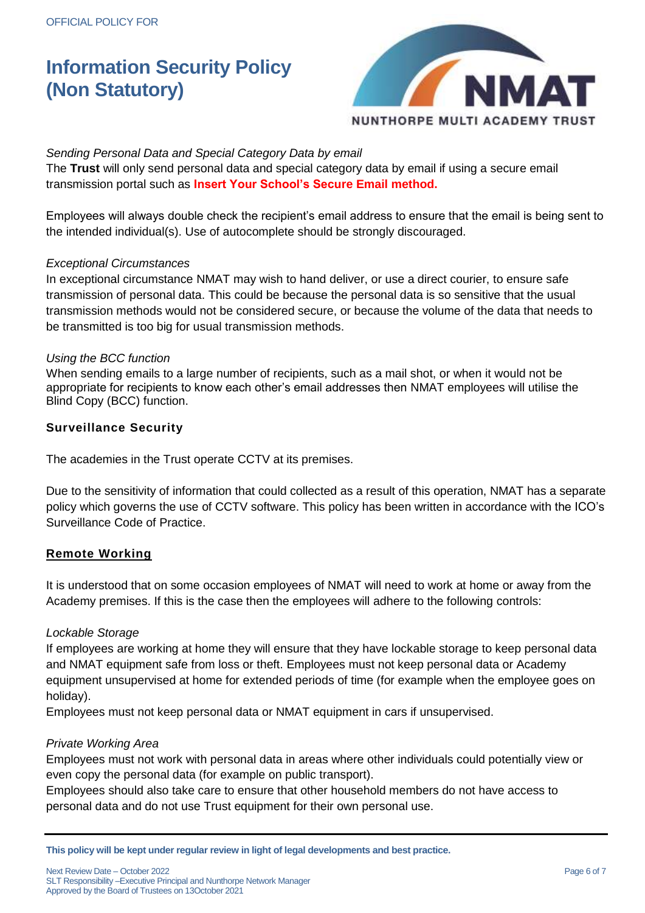*Sending Personal Data and Special Category Data by email*
The **Trust** will only send personal data and special category data by email if using a secure email transmission portal such as **Insert Your School's Secure Email method.**

Employees will always double check the recipient's email address to ensure that the email is being sent to the intended individual(s). Use of autocomplete should be strongly discouraged.

*Exceptional Circumstances*
In exceptional circumstance NMAT may wish to hand deliver, or use a direct courier, to ensure safe transmission of personal data. This could be because the personal data is so sensitive that the usual transmission methods would not be considered secure, or because the volume of the data that needs to be transmitted is too big for usual transmission methods.

*Using the BCC function*
When sending emails to a large number of recipients, such as a mail shot, or when it would not be appropriate for recipients to know each other's email addresses then NMAT employees will utilise the Blind Copy (BCC) function.

### Surveillance Security

The academies in the Trust operate CCTV at its premises.

Due to the sensitivity of information that could collected as a result of this operation, NMAT has a separate policy which governs the use of CCTV software. This policy has been written in accordance with the ICO's Surveillance Code of Practice.

### Remote Working

It is understood that on some occasion employees of NMAT will need to work at home or away from the Academy premises. If this is the case then the employees will adhere to the following controls:

*Lockable Storage*
If employees are working at home they will ensure that they have lockable storage to keep personal data and NMAT equipment safe from loss or theft. Employees must not keep personal data or Academy equipment unsupervised at home for extended periods of time (for example when the employee goes on holiday).
Employees must not keep personal data or NMAT equipment in cars if unsupervised.

*Private Working Area*
Employees must not work with personal data in areas where other individuals could potentially view or even copy the personal data (for example on public transport).
Employees should also take care to ensure that other household members do not have access to personal data and do not use Trust equipment for their own personal use.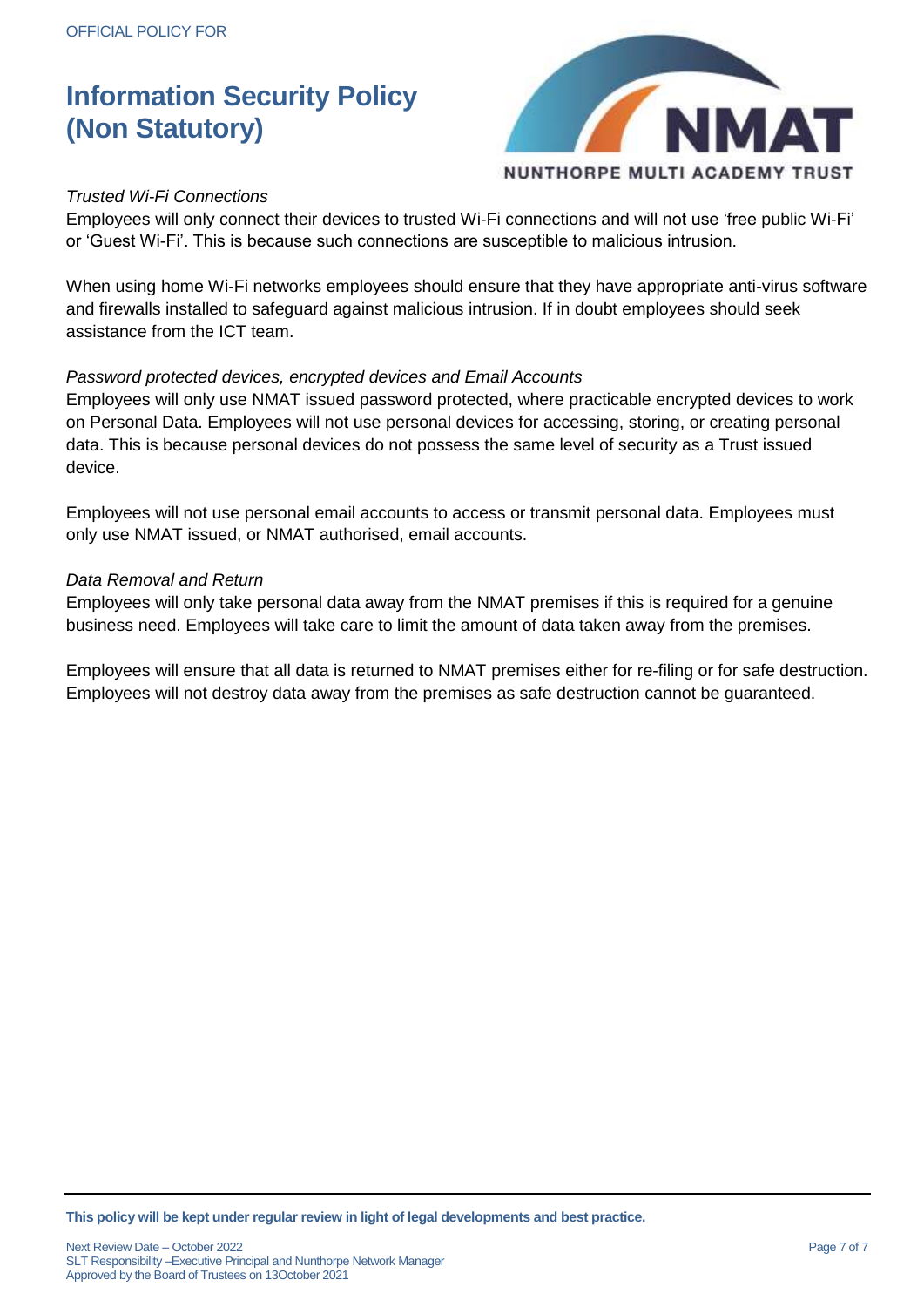*Trusted Wi-Fi Connections*

Employees will only connect their devices to trusted Wi-Fi connections and will not use 'free public Wi-Fi' or 'Guest Wi-Fi'. This is because such connections are susceptible to malicious intrusion.

When using home Wi-Fi networks employees should ensure that they have appropriate anti-virus software and firewalls installed to safeguard against malicious intrusion. If in doubt employees should seek assistance from the ICT team.

*Password protected devices, encrypted devices and Email Accounts*

Employees will only use NMAT issued password protected, where practicable encrypted devices to work on Personal Data. Employees will not use personal devices for accessing, storing, or creating personal data. This is because personal devices do not possess the same level of security as a Trust issued device.

Employees will not use personal email accounts to access or transmit personal data. Employees must only use NMAT issued, or NMAT authorised, email accounts.

*Data Removal and Return*

Employees will only take personal data away from the NMAT premises if this is required for a genuine business need. Employees will take care to limit the amount of data taken away from the premises.

Employees will ensure that all data is returned to NMAT premises either for re-filing or for safe destruction. Employees will not destroy data away from the premises as safe destruction cannot be guaranteed.